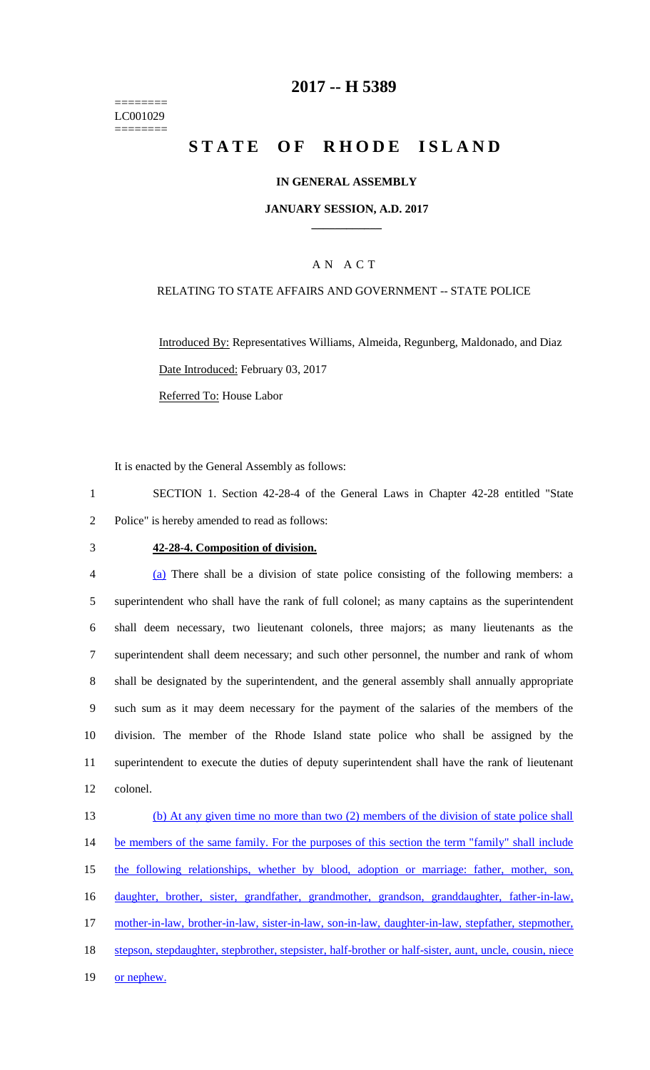========
LC001029
========

# 2017 -- H 5389

# STATE OF RHODE ISLAND

### IN GENERAL ASSEMBLY

### JANUARY SESSION, A.D. 2017

## A N A C T

RELATING TO STATE AFFAIRS AND GOVERNMENT -- STATE POLICE

Introduced By: Representatives Williams, Almeida, Regunberg, Maldonado, and Diaz

Date Introduced: February 03, 2017

Referred To: House Labor

It is enacted by the General Assembly as follows:

SECTION 1. Section 42-28-4 of the General Laws in Chapter 42-28 entitled "State Police" is hereby amended to read as follows:

**42-28-4. Composition of division.**

(a) There shall be a division of state police consisting of the following members: a superintendent who shall have the rank of full colonel; as many captains as the superintendent shall deem necessary, two lieutenant colonels, three majors; as many lieutenants as the superintendent shall deem necessary; and such other personnel, the number and rank of whom shall be designated by the superintendent, and the general assembly shall annually appropriate such sum as it may deem necessary for the payment of the salaries of the members of the division. The member of the Rhode Island state police who shall be assigned by the superintendent to execute the duties of deputy superintendent shall have the rank of lieutenant colonel.

(b) At any given time no more than two (2) members of the division of state police shall be members of the same family. For the purposes of this section the term "family" shall include the following relationships, whether by blood, adoption or marriage: father, mother, son, daughter, brother, sister, grandfather, grandmother, grandson, granddaughter, father-in-law, mother-in-law, brother-in-law, sister-in-law, son-in-law, daughter-in-law, stepfather, stepmother, stepson, stepdaughter, stepbrother, stepsister, half-brother or half-sister, aunt, uncle, cousin, niece or nephew.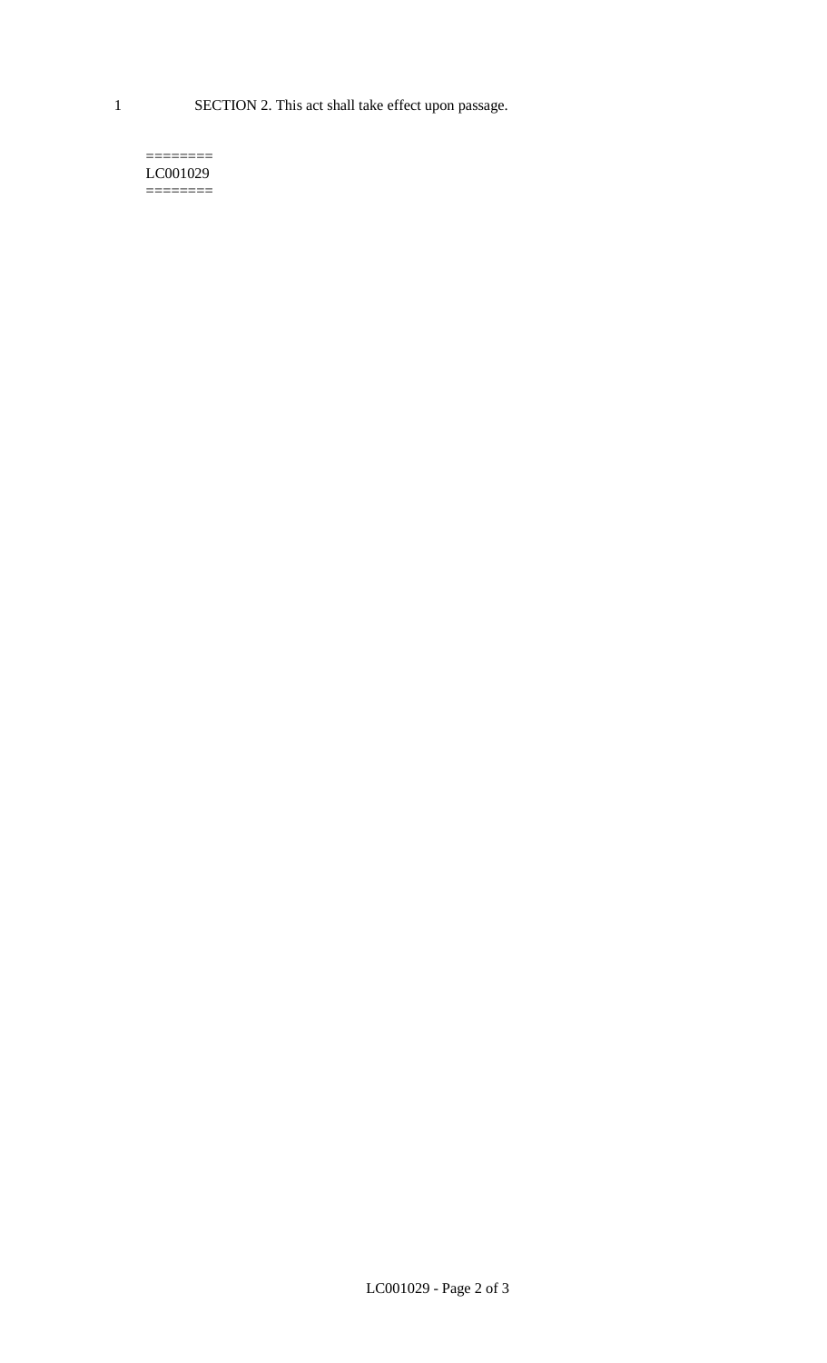SECTION 2. This act shall take effect upon passage.

========
LC001029
========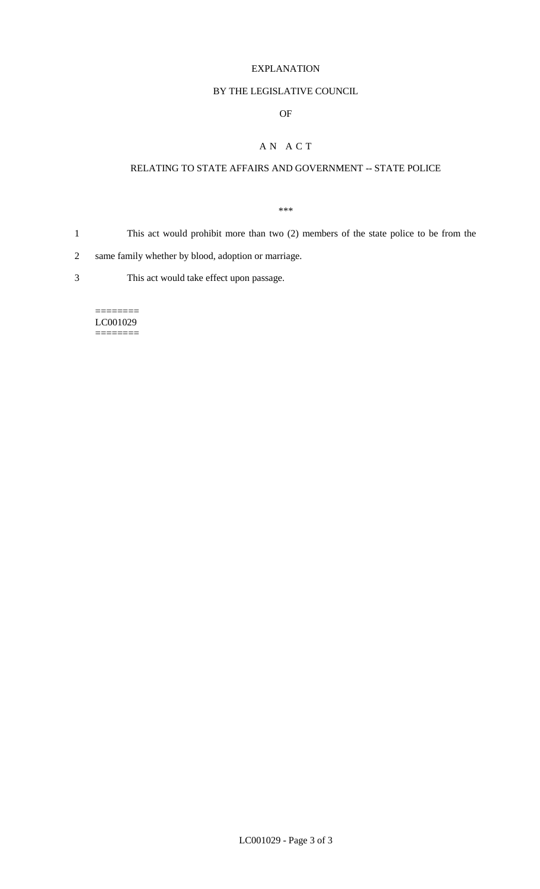EXPLANATION

BY THE LEGISLATIVE COUNCIL

OF

A N A C T

RELATING TO STATE AFFAIRS AND GOVERNMENT -- STATE POLICE

\*\*\*

1 This act would prohibit more than two (2) members of the state police to be from the
2 same family whether by blood, adoption or marriage.
3 This act would take effect upon passage.

========
LC001029
========